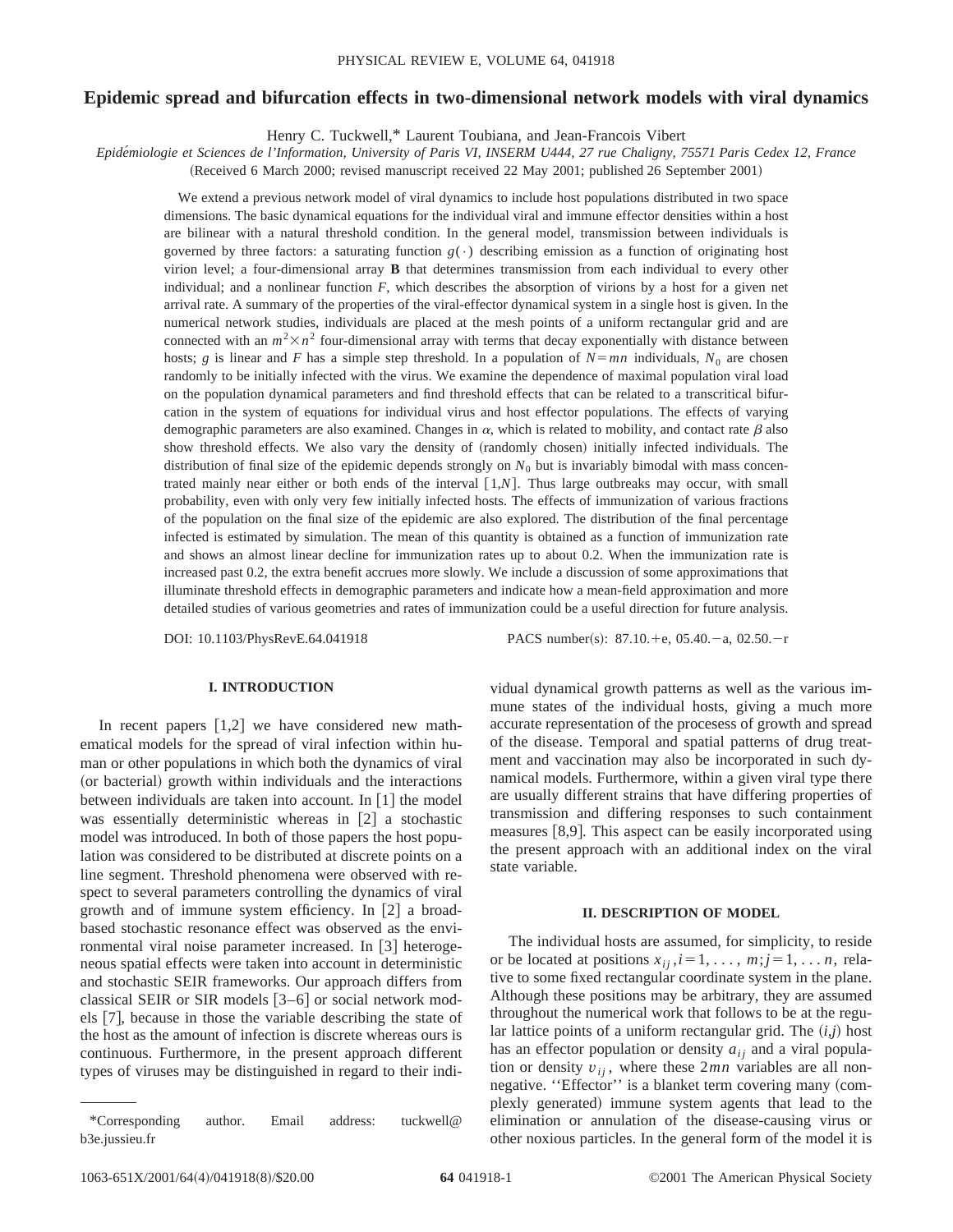# Epidemic spread and bifurcation effects in two-dimensional network models with viral dynamics

Henry C. Tuckwell,* Laurent Toubiana, and Jean-Francois Vibert

*Epidémiologie et Sciences de l'Information, University of Paris VI, INSERM U444, 27 rue Chaligny, 75571 Paris Cedex 12, France*

(Received 6 March 2000; revised manuscript received 22 May 2001; published 26 September 2001)

We extend a previous network model of viral dynamics to include host populations distributed in two space dimensions. The basic dynamical equations for the individual viral and immune effector densities within a host are bilinear with a natural threshold condition. In the general model, transmission between individuals is governed by three factors: a saturating function $g(\cdot)$ describing emission as a function of originating host virion level; a four-dimensional array **B** that determines transmission from each individual to every other individual; and a nonlinear function $F$, which describes the absorption of virions by a host for a given net arrival rate. A summary of the properties of the viral-effector dynamical system in a single host is given. In the numerical network studies, individuals are placed at the mesh points of a uniform rectangular grid and are connected with an $m^2 \times n^2$ four-dimensional array with terms that decay exponentially with distance between hosts; $g$ is linear and $F$ has a simple step threshold. In a population of $N = mn$ individuals, $N_0$ are chosen randomly to be initially infected with the virus. We examine the dependence of maximal population viral load on the population dynamical parameters and find threshold effects that can be related to a transcritical bifurcation in the system of equations for individual virus and host effector populations. The effects of varying demographic parameters are also examined. Changes in $\alpha$, which is related to mobility, and contact rate $\beta$ also show threshold effects. We also vary the density of (randomly chosen) initially infected individuals. The distribution of final size of the epidemic depends strongly on $N_0$ but is invariably bimodal with mass concentrated mainly near either or both ends of the interval $[1,N]$. Thus large outbreaks may occur, with small probability, even with only very few initially infected hosts. The effects of immunization of various fractions of the population on the final size of the epidemic are also explored. The distribution of the final percentage infected is estimated by simulation. The mean of this quantity is obtained as a function of immunization rate and shows an almost linear decline for immunization rates up to about 0.2. When the immunization rate is increased past 0.2, the extra benefit accrues more slowly. We include a discussion of some approximations that illuminate threshold effects in demographic parameters and indicate how a mean-field approximation and more detailed studies of various geometries and rates of immunization could be a useful direction for future analysis.

DOI: 10.1103/PhysRevE.64.041918 PACS number(s): 87.10.+e, 05.40.−a, 02.50.−r

## I. INTRODUCTION

In recent papers [1,2] we have considered new mathematical models for the spread of viral infection within human or other populations in which both the dynamics of viral (or bacterial) growth within individuals and the interactions between individuals are taken into account. In [1] the model was essentially deterministic whereas in [2] a stochastic model was introduced. In both of those papers the host population was considered to be distributed at discrete points on a line segment. Threshold phenomena were observed with respect to several parameters controlling the dynamics of viral growth and of immune system efficiency. In [2] a broad-based stochastic resonance effect was observed as the environmental viral noise parameter increased. In [3] heterogeneous spatial effects were taken into account in deterministic and stochastic SEIR frameworks. Our approach differs from classical SEIR or SIR models [3–6] or social network models [7], because in those the variable describing the state of the host as the amount of infection is discrete whereas ours is continuous. Furthermore, in the present approach different types of viruses may be distinguished in regard to their individual dynamical growth patterns as well as the various immune states of the individual hosts, giving a much more accurate representation of the procesess of growth and spread of the disease. Temporal and spatial patterns of drug treatment and vaccination may also be incorporated in such dynamical models. Furthermore, within a given viral type there are usually different strains that have differing properties of transmission and differing responses to such containment measures [8,9]. This aspect can be easily incorporated using the present approach with an additional index on the viral state variable.

## II. DESCRIPTION OF MODEL

The individual hosts are assumed, for simplicity, to reside or be located at positions $x_{ij}, i=1,\ldots,m; j=1,\ldots n$, relative to some fixed rectangular coordinate system in the plane. Although these positions may be arbitrary, they are assumed throughout the numerical work that follows to be at the regular lattice points of a uniform rectangular grid. The $(i,j)$ host has an effector population or density $a_{ij}$ and a viral population or density $v_{ij}$, where these $2mn$ variables are all nonnegative. ''Effector'' is a blanket term covering many (complexly generated) immune system agents that lead to the elimination or annulation of the disease-causing virus or other noxious particles. In the general form of the model it is

*Corresponding author. Email address: tuckwell@b3e.jussieu.fr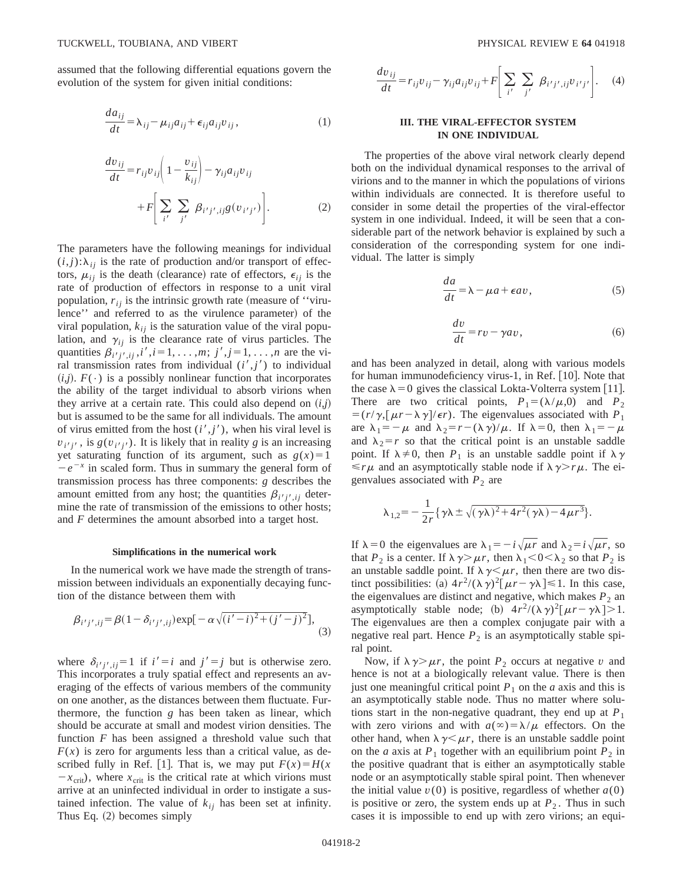assumed that the following differential equations govern the evolution of the system for given initial conditions:

$$\frac{da_{ij}}{dt}=\lambda_{ij}-\mu_{ij}a_{ij}+\epsilon_{ij}a_{ij}v_{ij}, \tag{1}$$

$$\frac{dv_{ij}}{dt}=r_{ij}v_{ij}\left(1-\frac{v_{ij}}{k_{ij}}\right)-\gamma_{ij}a_{ij}v_{ij}+F\left[\sum_{i'}\sum_{j'}\beta_{i'j',ij}g(v_{i'j'})\right]. \tag{2}$$

The parameters have the following meanings for individual $(i,j)$: $\lambda_{ij}$ is the rate of production and/or transport of effectors, $\mu_{ij}$ is the death (clearance) rate of effectors, $\epsilon_{ij}$ is the rate of production of effectors in response to a unit viral population, $r_{ij}$ is the intrinsic growth rate (measure of "virulence" and referred to as the virulence parameter) of the viral population, $k_{ij}$ is the saturation value of the viral population, and $\gamma_{ij}$ is the clearance rate of virus particles. The quantities $\beta_{i'j',ij}, i',i=1,\dots,m;\ j',j=1,\dots,n$ are the viral transmission rates from individual $(i',j')$ to individual $(i,j)$. $F(\cdot)$ is a possibly nonlinear function that incorporates the ability of the target individual to absorb virions when they arrive at a certain rate. This could also depend on $(i,j)$ but is assumed to be the same for all individuals. The amount of virus emitted from the host $(i',j')$, when his viral level is $v_{i'j'}$, is $g(v_{i'j'})$. It is likely that in reality $g$ is an increasing yet saturating function of its argument, such as $g(x)=1-e^{-x}$ in scaled form. Thus in summary the general form of transmission process has three components: $g$ describes the amount emitted from any host; the quantities $\beta_{i'j',ij}$ determine the rate of transmission of the emissions to other hosts; and $F$ determines the amount absorbed into a target host.

**Simplifications in the numerical work**

In the numerical work we have made the strength of transmission between individuals an exponentially decaying function of the distance between them with

$$\beta_{i'j',ij}=\beta(1-\delta_{i'j',ij})\exp[-\alpha\sqrt{(i'-i)^2+(j'-j)^2}], \tag{3}$$

where $\delta_{i'j',ij}=1$ if $i'=i$ and $j'=j$ but is otherwise zero. This incorporates a truly spatial effect and represents an averaging of the effects of various members of the community on one another, as the distances between them fluctuate. Furthermore, the function $g$ has been taken as linear, which should be accurate at small and modest virion densities. The function $F$ has been assigned a threshold value such that $F(x)$ is zero for arguments less than a critical value, as described fully in Ref. [1]. That is, we may put $F(x)=H(x-x_{\mathrm{crit}})$, where $x_{\mathrm{crit}}$ is the critical rate at which virions must arrive at an uninfected individual in order to instigate a sustained infection. The value of $k_{ij}$ has been set at infinity. Thus Eq. (2) becomes simply

$$\frac{dv_{ij}}{dt}=r_{ij}v_{ij}-\gamma_{ij}a_{ij}v_{ij}+F\left[\sum_{i'}\sum_{j'}\beta_{i'j',ij}v_{i'j'}\right]. \tag{4}$$

## III. THE VIRAL-EFFECTOR SYSTEM IN ONE INDIVIDUAL

The properties of the above viral network clearly depend both on the individual dynamical responses to the arrival of virions and to the manner in which the populations of virions within individuals are connected. It is therefore useful to consider in some detail the properties of the viral-effector system in one individual. Indeed, it will be seen that a considerable part of the network behavior is explained by such a consideration of the corresponding system for one individual. The latter is simply

$$\frac{da}{dt}=\lambda-\mu a+\epsilon a v, \tag{5}$$

$$\frac{dv}{dt}=rv-\gamma a v, \tag{6}$$

and has been analyzed in detail, along with various models for human immunodeficiency virus-1, in Ref. [10]. Note that the case $\lambda=0$ gives the classical Lokta-Volterra system [11]. There are two critical points, $P_1=(\lambda/\mu,0)$ and $P_2=(r/\gamma,[\mu r-\lambda\gamma]/\epsilon r)$. The eigenvalues associated with $P_1$ are $\lambda_1=-\mu$ and $\lambda_2=r-(\lambda\gamma)/\mu$. If $\lambda=0$, then $\lambda_1=-\mu$ and $\lambda_2=r$ so that the critical point is an unstable saddle point. If $\lambda\neq 0$, then $P_1$ is an unstable saddle point if $\lambda\gamma\leq r\mu$ and an asymptotically stable node if $\lambda\gamma>r\mu$. The eigenvalues associated with $P_2$ are

$$\lambda_{1,2}=-\frac{1}{2r}\{\gamma\lambda\pm\sqrt{(\gamma\lambda)^2+4r^2(\gamma\lambda)-4\mu r^3}\}.$$

If $\lambda=0$ the eigenvalues are $\lambda_1=-i\sqrt{\mu r}$ and $\lambda_2=i\sqrt{\mu r}$, so that $P_2$ is a center. If $\lambda\gamma>\mu r$, then $\lambda_1<0<\lambda_2$ so that $P_2$ is an unstable saddle point. If $\lambda\gamma<\mu r$, then there are two distinct possibilities: (a) $4r^2/(\lambda\gamma)^2[\mu r-\gamma\lambda]\leq 1$. In this case, the eigenvalues are distinct and negative, which makes $P_2$ an asymptotically stable node; (b) $4r^2/(\lambda\gamma)^2[\mu r-\gamma\lambda]>1$. The eigenvalues are then a complex conjugate pair with a negative real part. Hence $P_2$ is an asymptotically stable spiral point.

Now, if $\lambda\gamma>\mu r$, the point $P_2$ occurs at negative $v$ and hence is not at a biologically relevant value. There is then just one meaningful critical point $P_1$ on the $a$ axis and this is an asymptotically stable node. Thus no matter where solutions start in the non-negative quadrant, they end up at $P_1$ with zero virions and with $a(\infty)=\lambda/\mu$ effectors. On the other hand, when $\lambda\gamma<\mu r$, there is an unstable saddle point on the $a$ axis at $P_1$ together with an equilibrium point $P_2$ in the positive quadrant that is either an asymptotically stable node or an asymptotically stable spiral point. Then whenever the initial value $v(0)$ is positive, regardless of whether $a(0)$ is positive or zero, the system ends up at $P_2$. Thus in such cases it is impossible to end up with zero virions; an equi-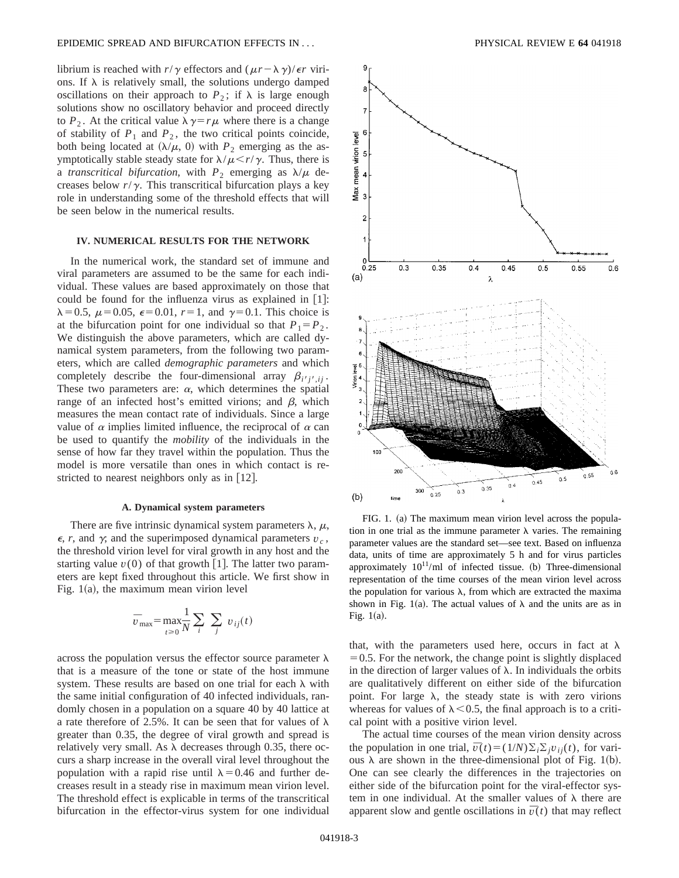librium is reached with $r/\gamma$ effectors and $(\mu r - \lambda\gamma)/\epsilon r$ virions. If $\lambda$ is relatively small, the solutions undergo damped oscillations on their approach to $P_2$; if $\lambda$ is large enough solutions show no oscillatory behavior and proceed directly to $P_2$. At the critical value $\lambda\gamma = r\mu$ where there is a change of stability of $P_1$ and $P_2$, the two critical points coincide, both being located at $(\lambda/\mu, 0)$ with $P_2$ emerging as the asymptotically stable steady state for $\lambda/\mu < r/\gamma$. Thus, there is a *transcritical bifurcation*, with $P_2$ emerging as $\lambda/\mu$ decreases below $r/\gamma$. This transcritical bifurcation plays a key role in understanding some of the threshold effects that will be seen below in the numerical results.

## IV. NUMERICAL RESULTS FOR THE NETWORK

In the numerical work, the standard set of immune and viral parameters are assumed to be the same for each individual. These values are based approximately on those that could be found for the influenza virus as explained in [1]: $\lambda = 0.5$, $\mu = 0.05$, $\epsilon = 0.01$, $r = 1$, and $\gamma = 0.1$. This choice is at the bifurcation point for one individual so that $P_1 = P_2$. We distinguish the above parameters, which are called dynamical system parameters, from the following two parameters, which are called *demographic parameters* and which completely describe the four-dimensional array $\beta_{i'j',ij}$. These two parameters are: $\alpha$, which determines the spatial range of an infected host's emitted virions; and $\beta$, which measures the mean contact rate of individuals. Since a large value of $\alpha$ implies limited influence, the reciprocal of $\alpha$ can be used to quantify the *mobility* of the individuals in the sense of how far they travel within the population. Thus the model is more versatile than ones in which contact is restricted to nearest neighbors only as in [12].

### A. Dynamical system parameters

There are five intrinsic dynamical system parameters $\lambda$, $\mu$, $\epsilon$, $r$, and $\gamma$; and the superimposed dynamical parameters $v_c$, the threshold virion level for viral growth in any host and the starting value $v(0)$ of that growth [1]. The latter two parameters are kept fixed throughout this article. We first show in Fig. 1(a), the maximum mean virion level

$$\bar{v}_{\max} = \max_{t \geq 0} \frac{1}{N} \sum_i \sum_j v_{ij}(t)$$

across the population versus the effector source parameter $\lambda$ that is a measure of the tone or state of the host immune system. These results are based on one trial for each $\lambda$ with the same initial configuration of 40 infected individuals, randomly chosen in a population on a square 40 by 40 lattice at a rate therefore of 2.5%. It can be seen that for values of $\lambda$ greater than 0.35, the degree of viral growth and spread is relatively very small. As $\lambda$ decreases through 0.35, there occurs a sharp increase in the overall viral level throughout the population with a rapid rise until $\lambda = 0.46$ and further decreases result in a steady rise in maximum mean virion level. The threshold effect is explicable in terms of the transcritical bifurcation in the effector-virus system for one individual that, with the parameters used here, occurs in fact at $\lambda = 0.5$. For the network, the change point is slightly displaced in the direction of larger values of $\lambda$. In individuals the orbits are qualitatively different on either side of the bifurcation point. For large $\lambda$, the steady state is with zero virions whereas for values of $\lambda < 0.5$, the final approach is to a critical point with a positive virion level.

FIG. 1. (a) The maximum mean virion level across the population in one trial as the immune parameter $\lambda$ varies. The remaining parameter values are the standard set—see text. Based on influenza data, units of time are approximately 5 h and for virus particles approximately $10^{11}$/ml of infected tissue. (b) Three-dimensional representation of the time courses of the mean virion level across the population for various $\lambda$, from which are extracted the maxima shown in Fig. 1(a). The actual values of $\lambda$ and the units are as in Fig. 1(a).

The actual time courses of the mean virion density across the population in one trial, $\overline{v}(t) = (1/N)\sum_i \sum_j v_{ij}(t)$, for various $\lambda$ are shown in the three-dimensional plot of Fig. 1(b). One can see clearly the differences in the trajectories on either side of the bifurcation point for the viral-effector system in one individual. At the smaller values of $\lambda$ there are apparent slow and gentle oscillations in $\overline{v}(t)$ that may reflect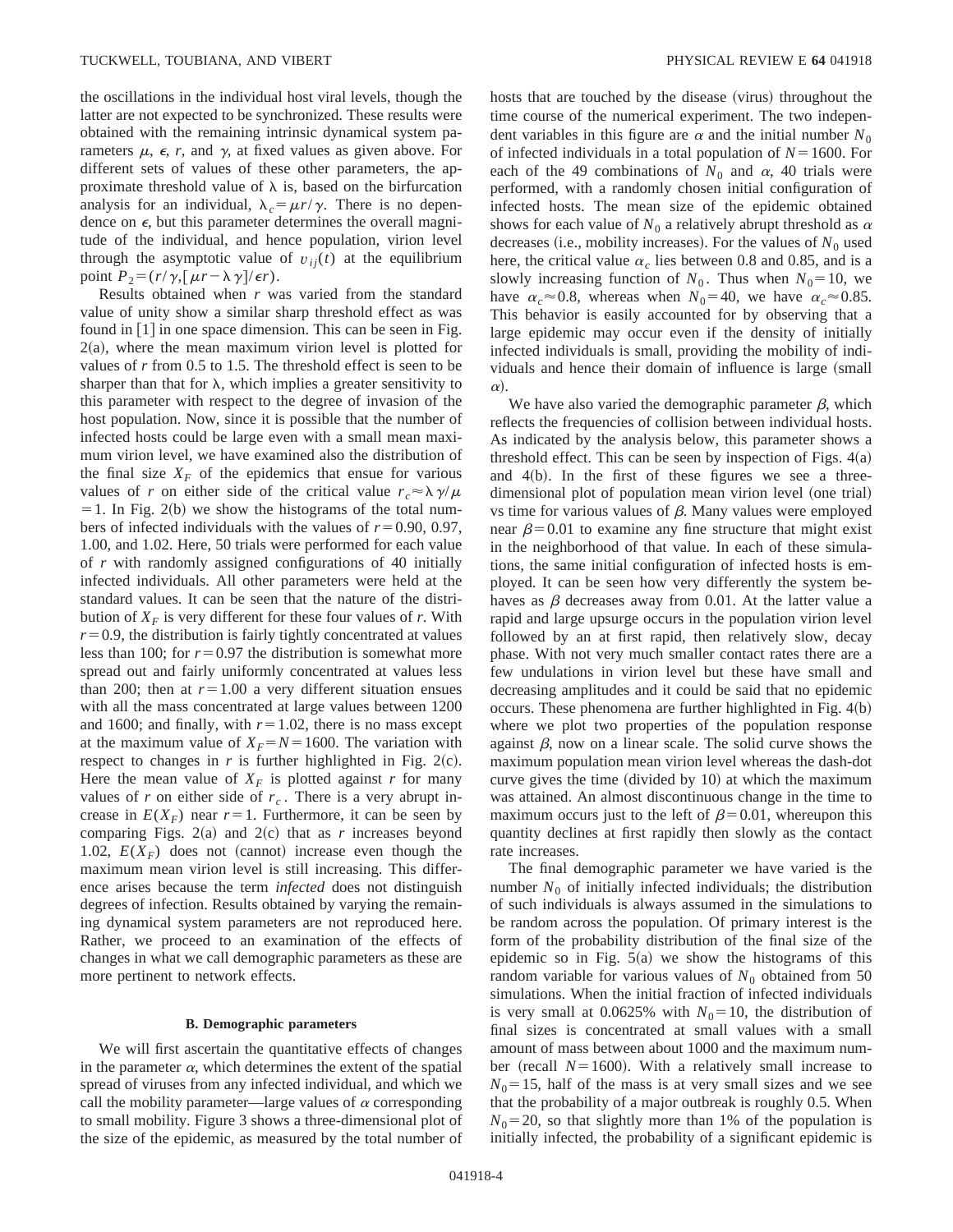the oscillations in the individual host viral levels, though the latter are not expected to be synchronized. These results were obtained with the remaining intrinsic dynamical system parameters $\mu$, $\epsilon$, $r$, and $\gamma$, at fixed values as given above. For different sets of values of these other parameters, the approximate threshold value of $\lambda$ is, based on the birfurcation analysis for an individual, $\lambda_c = \mu r/\gamma$. There is no dependence on $\epsilon$, but this parameter determines the overall magnitude of the individual, and hence population, virion level through the asymptotic value of $v_{ij}(t)$ at the equilibrium point $P_2 = (r/\gamma, [\mu r - \lambda\gamma]/\epsilon r)$.

Results obtained when $r$ was varied from the standard value of unity show a similar sharp threshold effect as was found in [1] in one space dimension. This can be seen in Fig. 2(a), where the mean maximum virion level is plotted for values of $r$ from 0.5 to 1.5. The threshold effect is seen to be sharper than that for $\lambda$, which implies a greater sensitivity to this parameter with respect to the degree of invasion of the host population. Now, since it is possible that the number of infected hosts could be large even with a small mean maximum virion level, we have examined also the distribution of the final size $X_F$ of the epidemics that ensue for various values of $r$ on either side of the critical value $r_c \approx \lambda\gamma/\mu = 1$. In Fig. 2(b) we show the histograms of the total numbers of infected individuals with the values of $r = 0.90$, 0.97, 1.00, and 1.02. Here, 50 trials were performed for each value of $r$ with randomly assigned configurations of 40 initially infected individuals. All other parameters were held at the standard values. It can be seen that the nature of the distribution of $X_F$ is very different for these four values of $r$. With $r = 0.9$, the distribution is fairly tightly concentrated at values less than 100; for $r = 0.97$ the distribution is somewhat more spread out and fairly uniformly concentrated at values less than 200; then at $r = 1.00$ a very different situation ensues with all the mass concentrated at large values between 1200 and 1600; and finally, with $r = 1.02$, there is no mass except at the maximum value of $X_F = N = 1600$. The variation with respect to changes in $r$ is further highlighted in Fig. 2(c). Here the mean value of $X_F$ is plotted against $r$ for many values of $r$ on either side of $r_c$. There is a very abrupt increase in $E(X_F)$ near $r = 1$. Furthermore, it can be seen by comparing Figs. 2(a) and 2(c) that as $r$ increases beyond 1.02, $E(X_F)$ does not (cannot) increase even though the maximum mean virion level is still increasing. This difference arises because the term *infected* does not distinguish degrees of infection. Results obtained by varying the remaining dynamical system parameters are not reproduced here. Rather, we proceed to an examination of the effects of changes in what we call demographic parameters as these are more pertinent to network effects.

### B. Demographic parameters

We will first ascertain the quantitative effects of changes in the parameter $\alpha$, which determines the extent of the spatial spread of viruses from any infected individual, and which we call the mobility parameter—large values of $\alpha$ corresponding to small mobility. Figure 3 shows a three-dimensional plot of the size of the epidemic, as measured by the total number of hosts that are touched by the disease (virus) throughout the time course of the numerical experiment. The two independent variables in this figure are $\alpha$ and the initial number $N_0$ of infected individuals in a total population of $N = 1600$. For each of the 49 combinations of $N_0$ and $\alpha$, 40 trials were performed, with a randomly chosen initial configuration of infected hosts. The mean size of the epidemic obtained shows for each value of $N_0$ a relatively abrupt threshold as $\alpha$ decreases (i.e., mobility increases). For the values of $N_0$ used here, the critical value $\alpha_c$ lies between 0.8 and 0.85, and is a slowly increasing function of $N_0$. Thus when $N_0 = 10$, we have $\alpha_c \approx 0.8$, whereas when $N_0 = 40$, we have $\alpha_c \approx 0.85$. This behavior is easily accounted for by observing that a large epidemic may occur even if the density of initially infected individuals is small, providing the mobility of individuals and hence their domain of influence is large (small $\alpha$).

We have also varied the demographic parameter $\beta$, which reflects the frequencies of collision between individual hosts. As indicated by the analysis below, this parameter shows a threshold effect. This can be seen by inspection of Figs. 4(a) and 4(b). In the first of these figures we see a three-dimensional plot of population mean virion level (one trial) vs time for various values of $\beta$. Many values were employed near $\beta = 0.01$ to examine any fine structure that might exist in the neighborhood of that value. In each of these simulations, the same initial configuration of infected hosts is employed. It can be seen how very differently the system behaves as $\beta$ decreases away from 0.01. At the latter value a rapid and large upsurge occurs in the population virion level followed by an at first rapid, then relatively slow, decay phase. With not very much smaller contact rates there are a few undulations in virion level but these have small and decreasing amplitudes and it could be said that no epidemic occurs. These phenomena are further highlighted in Fig. 4(b) where we plot two properties of the population response against $\beta$, now on a linear scale. The solid curve shows the maximum population mean virion level whereas the dash-dot curve gives the time (divided by 10) at which the maximum was attained. An almost discontinuous change in the time to maximum occurs just to the left of $\beta = 0.01$, whereupon this quantity declines at first rapidly then slowly as the contact rate increases.

The final demographic parameter we have varied is the number $N_0$ of initially infected individuals; the distribution of such individuals is always assumed in the simulations to be random across the population. Of primary interest is the form of the probability distribution of the final size of the epidemic so in Fig. 5(a) we show the histograms of this random variable for various values of $N_0$ obtained from 50 simulations. When the initial fraction of infected individuals is very small at 0.0625% with $N_0 = 10$, the distribution of final sizes is concentrated at small values with a small amount of mass between about 1000 and the maximum number (recall $N = 1600$). With a relatively small increase to $N_0 = 15$, half of the mass is at very small sizes and we see that the probability of a major outbreak is roughly 0.5. When $N_0 = 20$, so that slightly more than 1% of the population is initially infected, the probability of a significant epidemic is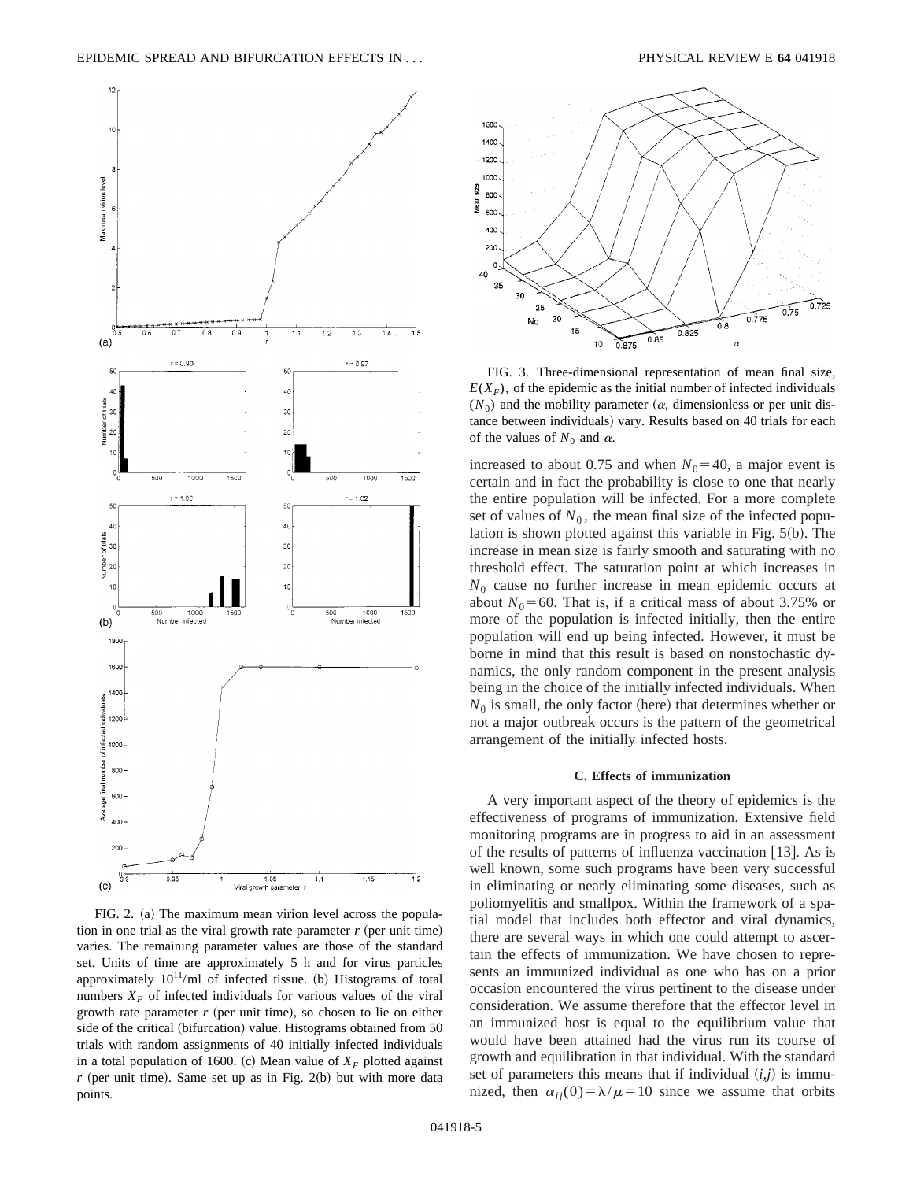FIG. 2. (a) The maximum mean virion level across the population in one trial as the viral growth rate parameter $r$ (per unit time) varies. The remaining parameter values are those of the standard set. Units of time are approximately 5 h and for virus particles approximately $10^{11}$/ml of infected tissue. (b) Histograms of total numbers $X_F$ of infected individuals for various values of the viral growth rate parameter $r$ (per unit time), so chosen to lie on either side of the critical (bifurcation) value. Histograms obtained from 50 trials with random assignments of 40 initially infected individuals in a total population of 1600. (c) Mean value of $X_F$ plotted against $r$ (per unit time). Same set up as in Fig. 2(b) but with more data points.

FIG. 3. Three-dimensional representation of mean final size, $E(X_F)$, of the epidemic as the initial number of infected individuals ($N_0$) and the mobility parameter ($\alpha$, dimensionless or per unit distance between individuals) vary. Results based on 40 trials for each of the values of $N_0$ and $\alpha$.

increased to about 0.75 and when $N_0 = 40$, a major event is certain and in fact the probability is close to one that nearly the entire population will be infected. For a more complete set of values of $N_0$, the mean final size of the infected population is shown plotted against this variable in Fig. 5(b). The increase in mean size is fairly smooth and saturating with no threshold effect. The saturation point at which increases in $N_0$ cause no further increase in mean epidemic occurs at about $N_0 = 60$. That is, if a critical mass of about 3.75% or more of the population is infected initially, then the entire population will end up being infected. However, it must be borne in mind that this result is based on nonstochastic dynamics, the only random component in the present analysis being in the choice of the initially infected individuals. When $N_0$ is small, the only factor (here) that determines whether or not a major outbreak occurs is the pattern of the geometrical arrangement of the initially infected hosts.

### C. Effects of immunization

A very important aspect of the theory of epidemics is the effectiveness of programs of immunization. Extensive field monitoring programs are in progress to aid in an assessment of the results of patterns of influenza vaccination [13]. As is well known, some such programs have been very successful in eliminating or nearly eliminating some diseases, such as poliomyelitis and smallpox. Within the framework of a spatial model that includes both effector and viral dynamics, there are several ways in which one could attempt to ascertain the effects of immunization. We have chosen to represents an immunized individual as one who has on a prior occasion encountered the virus pertinent to the disease under consideration. We assume therefore that the effector level in an immunized host is equal to the equilibrium value that would have been attained had the virus run its course of growth and equilibration in that individual. With the standard set of parameters this means that if individual $(i,j)$ is immunized, then $\alpha_{ij}(0) = \lambda/\mu = 10$ since we assume that orbits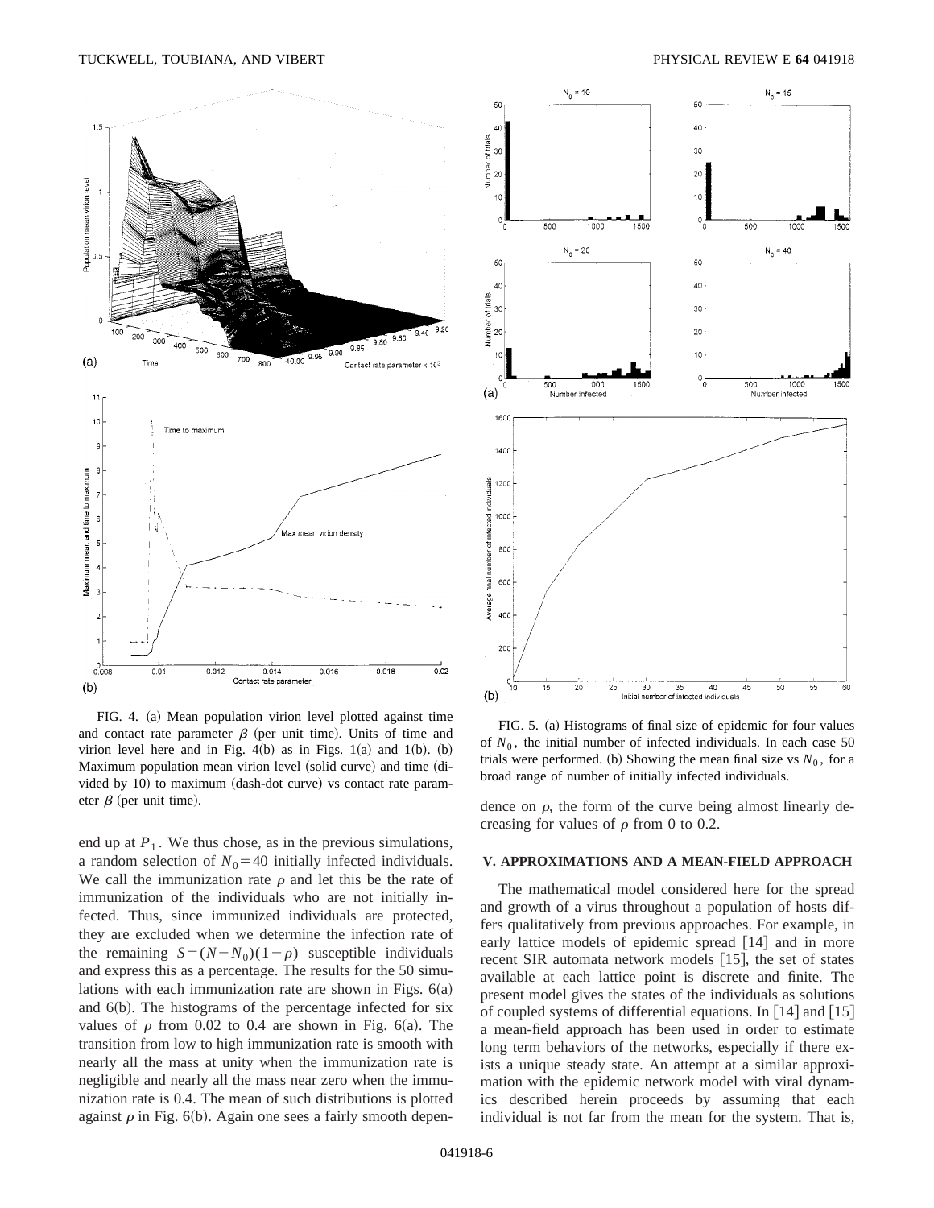FIG. 4. (a) Mean population virion level plotted against time and contact rate parameter $\beta$ (per unit time). Units of time and virion level here and in Fig. 4(b) as in Figs. 1(a) and 1(b). (b) Maximum population mean virion level (solid curve) and time (divided by 10) to maximum (dash-dot curve) vs contact rate parameter $\beta$ (per unit time).

FIG. 5. (a) Histograms of final size of epidemic for four values of $N_0$, the initial number of infected individuals. In each case 50 trials were performed. (b) Showing the mean final size vs $N_0$, for a broad range of number of initially infected individuals.

end up at $P_1$. We thus chose, as in the previous simulations, a random selection of $N_0 = 40$ initially infected individuals. We call the immunization rate $\rho$ and let this be the rate of immunization of the individuals who are not initially infected. Thus, since immunized individuals are protected, they are excluded when we determine the infection rate of the remaining $S = (N - N_0)(1 - \rho)$ susceptible individuals and express this as a percentage. The results for the 50 simulations with each immunization rate are shown in Figs. 6(a) and 6(b). The histograms of the percentage infected for six values of $\rho$ from 0.02 to 0.4 are shown in Fig. 6(a). The transition from low to high immunization rate is smooth with nearly all the mass at unity when the immunization rate is negligible and nearly all the mass near zero when the immunization rate is 0.4. The mean of such distributions is plotted against $\rho$ in Fig. 6(b). Again one sees a fairly smooth dependence on $\rho$, the form of the curve being almost linearly decreasing for values of $\rho$ from 0 to 0.2.

## V. APPROXIMATIONS AND A MEAN-FIELD APPROACH

The mathematical model considered here for the spread and growth of a virus throughout a population of hosts differs qualitatively from previous approaches. For example, in early lattice models of epidemic spread [14] and in more recent SIR automata network models [15], the set of states available at each lattice point is discrete and finite. The present model gives the states of the individuals as solutions of coupled systems of differential equations. In [14] and [15] a mean-field approach has been used in order to estimate long term behaviors of the networks, especially if there exists a unique steady state. An attempt at a similar approximation with the epidemic network model with viral dynamics described herein proceeds by assuming that each individual is not far from the mean for the system. That is,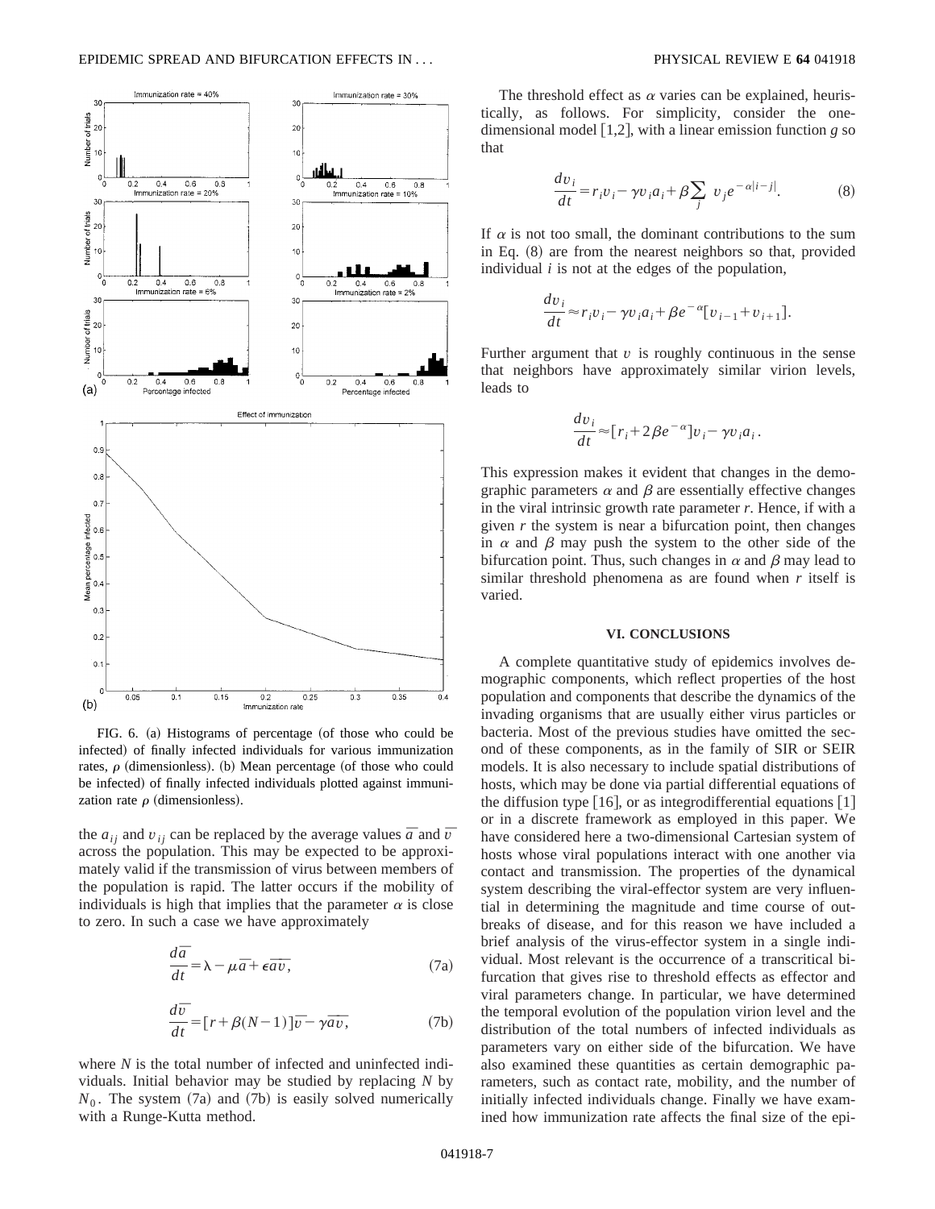FIG. 6. (a) Histograms of percentage (of those who could be infected) of finally infected individuals for various immunization rates, $\rho$ (dimensionless). (b) Mean percentage (of those who could be infected) of finally infected individuals plotted against immunization rate $\rho$ (dimensionless).

the $a_{ij}$ and $v_{ij}$ can be replaced by the average values $\bar{a}$ and $\bar{v}$ across the population. This may be expected to be approximately valid if the transmission of virus between members of the population is rapid. The latter occurs if the mobility of individuals is high that implies that the parameter $\alpha$ is close to zero. In such a case we have approximately

$$\frac{d\bar{a}}{dt} = \lambda - \mu\bar{a} + \epsilon\overline{av}, \tag{7a}$$

$$\frac{d\bar{v}}{dt} = [r + \beta(N-1)]\bar{v} - \gamma\overline{av}, \tag{7b}$$

where $N$ is the total number of infected and uninfected individuals. Initial behavior may be studied by replacing $N$ by $N_0$. The system (7a) and (7b) is easily solved numerically with a Runge-Kutta method.

The threshold effect as $\alpha$ varies can be explained, heuristically, as follows. For simplicity, consider the one-dimensional model [1,2], with a linear emission function $g$ so that

$$\frac{dv_i}{dt} = r_i v_i - \gamma v_i a_i + \beta \sum_j v_j e^{-\alpha|i-j|}. \tag{8}$$

If $\alpha$ is not too small, the dominant contributions to the sum in Eq. (8) are from the nearest neighbors so that, provided individual $i$ is not at the edges of the population,

$$\frac{dv_i}{dt} \approx r_i v_i - \gamma v_i a_i + \beta e^{-\alpha}[v_{i-1} + v_{i+1}].$$

Further argument that $v$ is roughly continuous in the sense that neighbors have approximately similar virion levels, leads to

$$\frac{dv_i}{dt} \approx [r_i + 2\beta e^{-\alpha}]v_i - \gamma v_i a_i.$$

This expression makes it evident that changes in the demographic parameters $\alpha$ and $\beta$ are essentially effective changes in the viral intrinsic growth rate parameter $r$. Hence, if with a given $r$ the system is near a bifurcation point, then changes in $\alpha$ and $\beta$ may push the system to the other side of the bifurcation point. Thus, such changes in $\alpha$ and $\beta$ may lead to similar threshold phenomena as are found when $r$ itself is varied.

## VI. CONCLUSIONS

A complete quantitative study of epidemics involves demographic components, which reflect properties of the host population and components that describe the dynamics of the invading organisms that are usually either virus particles or bacteria. Most of the previous studies have omitted the second of these components, as in the family of SIR or SEIR models. It is also necessary to include spatial distributions of hosts, which may be done via partial differential equations of the diffusion type [16], or as integrodifferential equations [1] or in a discrete framework as employed in this paper. We have considered here a two-dimensional Cartesian system of hosts whose viral populations interact with one another via contact and transmission. The properties of the dynamical system describing the viral-effector system are very influential in determining the magnitude and time course of outbreaks of disease, and for this reason we have included a brief analysis of the virus-effector system in a single individual. Most relevant is the occurrence of a transcritical bifurcation that gives rise to threshold effects as effector and viral parameters change. In particular, we have determined the temporal evolution of the population virion level and the distribution of the total numbers of infected individuals as parameters vary on either side of the bifurcation. We have also examined these quantities as certain demographic parameters, such as contact rate, mobility, and the number of initially infected individuals change. Finally we have examined how immunization rate affects the final size of the epi-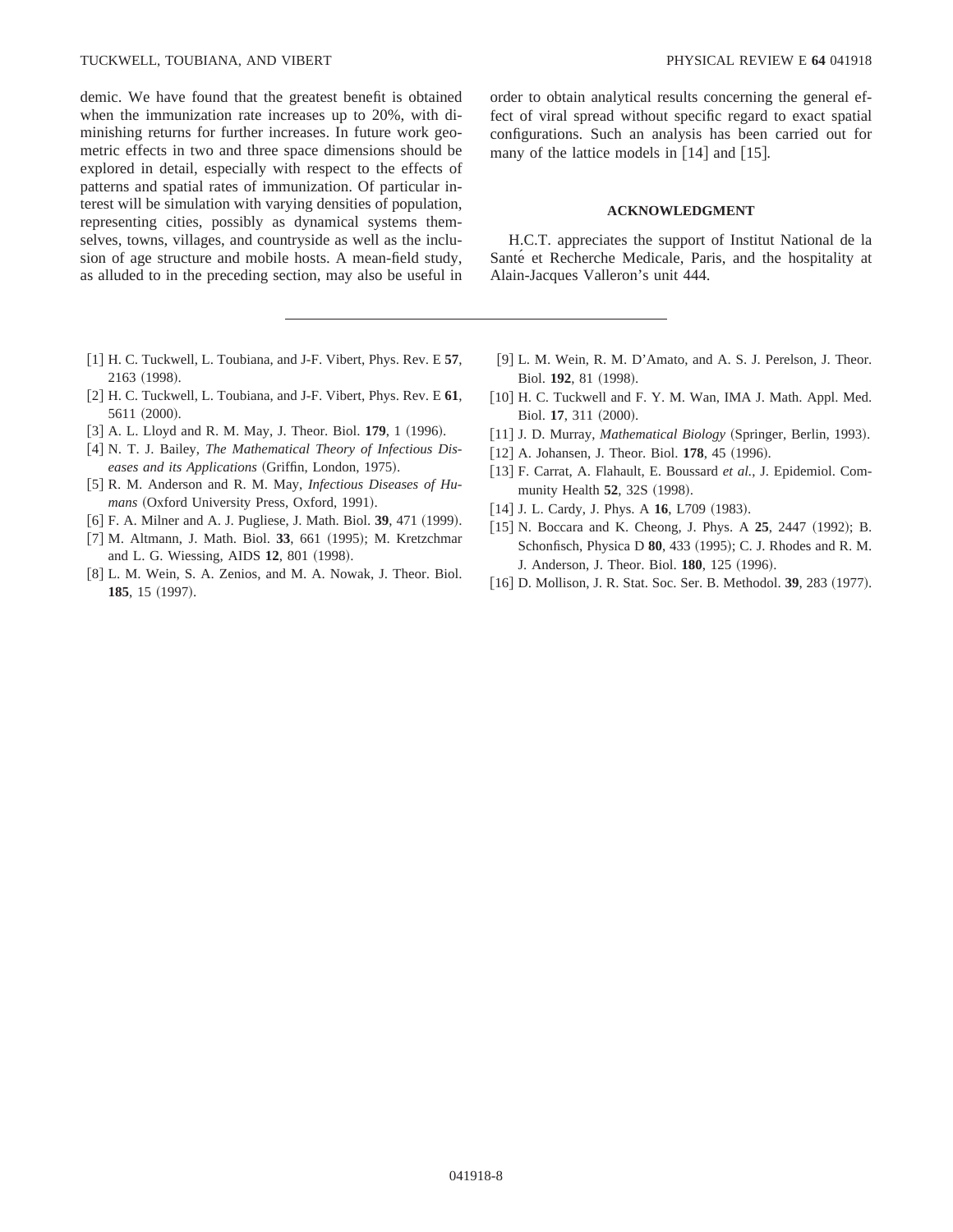demic. We have found that the greatest benefit is obtained when the immunization rate increases up to 20%, with diminishing returns for further increases. In future work geometric effects in two and three space dimensions should be explored in detail, especially with respect to the effects of patterns and spatial rates of immunization. Of particular interest will be simulation with varying densities of population, representing cities, possibly as dynamical systems themselves, towns, villages, and countryside as well as the inclusion of age structure and mobile hosts. A mean-field study, as alluded to in the preceding section, may also be useful in order to obtain analytical results concerning the general effect of viral spread without specific regard to exact spatial configurations. Such an analysis has been carried out for many of the lattice models in [14] and [15].

## ACKNOWLEDGMENT

H.C.T. appreciates the support of Institut National de la Santé et Recherche Medicale, Paris, and the hospitality at Alain-Jacques Valleron's unit 444.

---

[1] H. C. Tuckwell, L. Toubiana, and J-F. Vibert, Phys. Rev. E **57**, 2163 (1998).

[2] H. C. Tuckwell, L. Toubiana, and J-F. Vibert, Phys. Rev. E **61**, 5611 (2000).

[3] A. L. Lloyd and R. M. May, J. Theor. Biol. **179**, 1 (1996).

[4] N. T. J. Bailey, *The Mathematical Theory of Infectious Diseases and its Applications* (Griffin, London, 1975).

[5] R. M. Anderson and R. M. May, *Infectious Diseases of Humans* (Oxford University Press, Oxford, 1991).

[6] F. A. Milner and A. J. Pugliese, J. Math. Biol. **39**, 471 (1999).

[7] M. Altmann, J. Math. Biol. **33**, 661 (1995); M. Kretzchmar and L. G. Wiessing, AIDS **12**, 801 (1998).

[8] L. M. Wein, S. A. Zenios, and M. A. Nowak, J. Theor. Biol. **185**, 15 (1997).

[9] L. M. Wein, R. M. D'Amato, and A. S. J. Perelson, J. Theor. Biol. **192**, 81 (1998).

[10] H. C. Tuckwell and F. Y. M. Wan, IMA J. Math. Appl. Med. Biol. **17**, 311 (2000).

[11] J. D. Murray, *Mathematical Biology* (Springer, Berlin, 1993).

[12] A. Johansen, J. Theor. Biol. **178**, 45 (1996).

[13] F. Carrat, A. Flahault, E. Boussard *et al.*, J. Epidemiol. Community Health **52**, 32S (1998).

[14] J. L. Cardy, J. Phys. A **16**, L709 (1983).

[15] N. Boccara and K. Cheong, J. Phys. A **25**, 2447 (1992); B. Schonfisch, Physica D **80**, 433 (1995); C. J. Rhodes and R. M. J. Anderson, J. Theor. Biol. **180**, 125 (1996).

[16] D. Mollison, J. R. Stat. Soc. Ser. B. Methodol. **39**, 283 (1977).